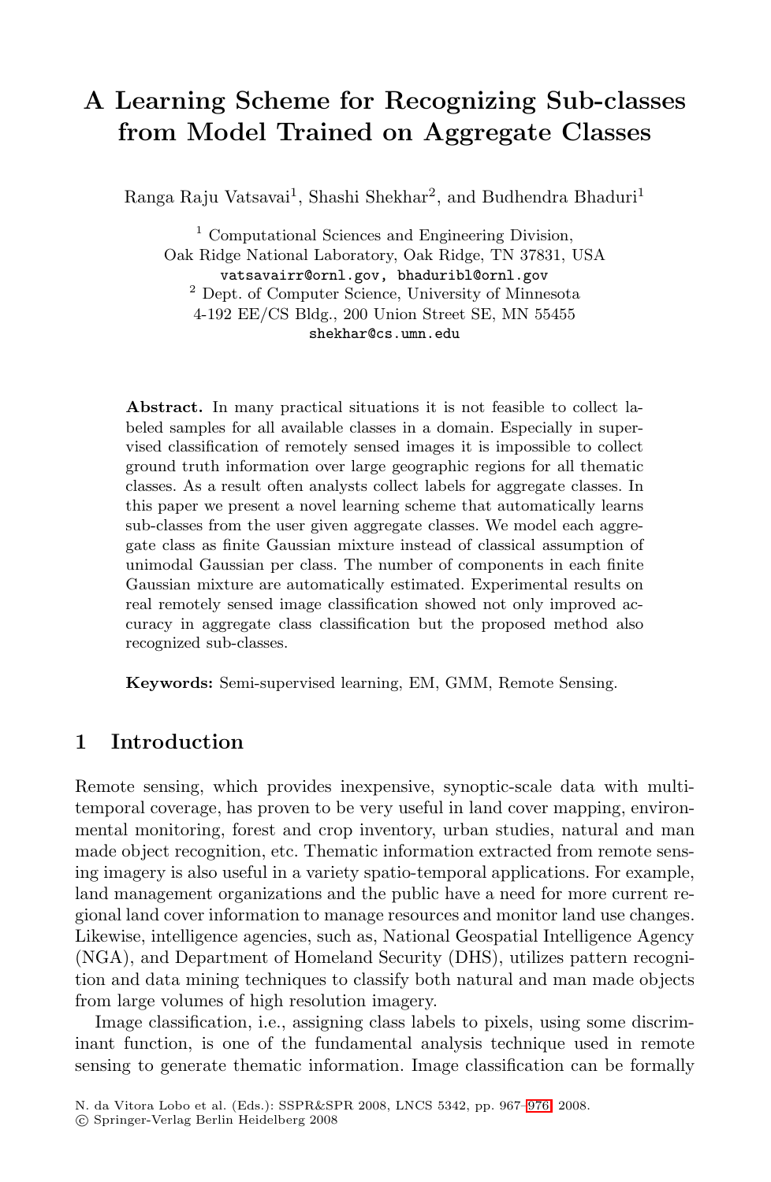# A Learning Scheme for Recognizing Sub-classes from Model Trained on Aggregate Classes

Ranga Raju Vatsavai[1], Shashi Shekhar[2], and Budhendra Bhaduri[1]

[1] Computational Sciences and Engineering Division, Oak Ridge National Laboratory, Oak Ridge, TN 37831, USA
vatsavairr@ornl.gov, bhaduribl@ornl.gov

[2] Dept. of Computer Science, University of Minnesota
4-192 EE/CS Bldg., 200 Union Street SE, MN 55455
shekhar@cs.umn.edu

**Abstract.** In many practical situations it is not feasible to collect labeled samples for all available classes in a domain. Especially in supervised classification of remotely sensed images it is impossible to collect ground truth information over large geographic regions for all thematic classes. As a result often analysts collect labels for aggregate classes. In this paper we present a novel learning scheme that automatically learns sub-classes from the user given aggregate classes. We model each aggregate class as finite Gaussian mixture instead of classical assumption of unimodal Gaussian per class. The number of components in each finite Gaussian mixture are automatically estimated. Experimental results on real remotely sensed image classification showed not only improved accuracy in aggregate class classification but the proposed method also recognized sub-classes.

**Keywords:** Semi-supervised learning, EM, GMM, Remote Sensing.

## 1 Introduction

Remote sensing, which provides inexpensive, synoptic-scale data with multi-temporal coverage, has proven to be very useful in land cover mapping, environmental monitoring, forest and crop inventory, urban studies, natural and man made object recognition, etc. Thematic information extracted from remote sensing imagery is also useful in a variety spatio-temporal applications. For example, land management organizations and the public have a need for more current regional land cover information to manage resources and monitor land use changes. Likewise, intelligence agencies, such as, National Geospatial Intelligence Agency (NGA), and Department of Homeland Security (DHS), utilizes pattern recognition and data mining techniques to classify both natural and man made objects from large volumes of high resolution imagery.

Image classification, i.e., assigning class labels to pixels, using some discriminant function, is one of the fundamental analysis technique used in remote sensing to generate thematic information. Image classification can be formally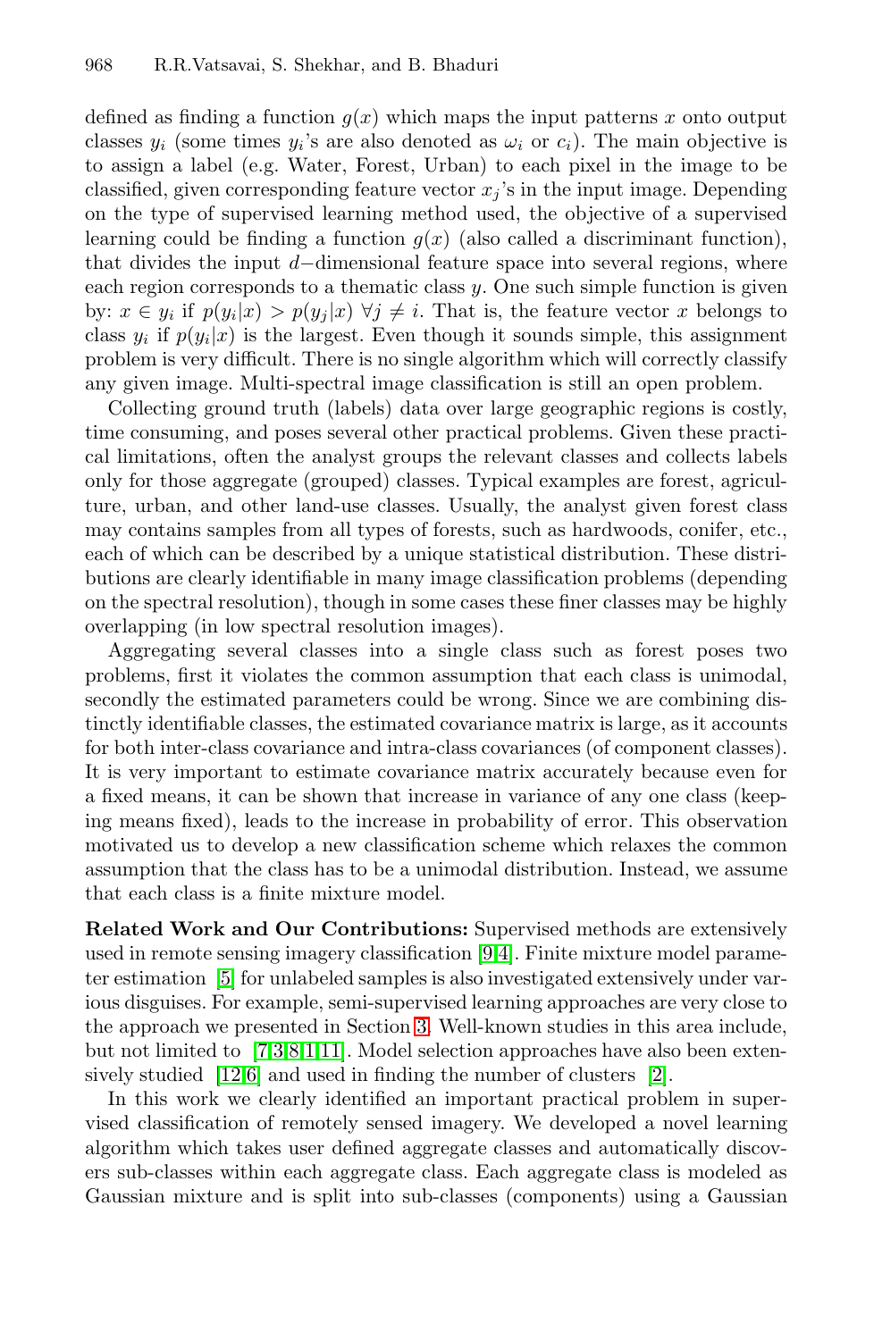defined as finding a function $g(x)$ which maps the input patterns $x$ onto output classes $y_i$ (some times $y_i$'s are also denoted as $\omega_i$ or $c_i$). The main objective is to assign a label (e.g. Water, Forest, Urban) to each pixel in the image to be classified, given corresponding feature vector $x_j$'s in the input image. Depending on the type of supervised learning method used, the objective of a supervised learning could be finding a function $g(x)$ (also called a discriminant function), that divides the input $d-$dimensional feature space into several regions, where each region corresponds to a thematic class $y$. One such simple function is given by: $x \in y_i$ if $p(y_i|x) > p(y_j|x)\ \forall j \neq i$. That is, the feature vector $x$ belongs to class $y_i$ if $p(y_i|x)$ is the largest. Even though it sounds simple, this assignment problem is very difficult. There is no single algorithm which will correctly classify any given image. Multi-spectral image classification is still an open problem.

Collecting ground truth (labels) data over large geographic regions is costly, time consuming, and poses several other practical problems. Given these practical limitations, often the analyst groups the relevant classes and collects labels only for those aggregate (grouped) classes. Typical examples are forest, agriculture, urban, and other land-use classes. Usually, the analyst given forest class may contains samples from all types of forests, such as hardwoods, conifer, etc., each of which can be described by a unique statistical distribution. These distributions are clearly identifiable in many image classification problems (depending on the spectral resolution), though in some cases these finer classes may be highly overlapping (in low spectral resolution images).

Aggregating several classes into a single class such as forest poses two problems, first it violates the common assumption that each class is unimodal, secondly the estimated parameters could be wrong. Since we are combining distinctly identifiable classes, the estimated covariance matrix is large, as it accounts for both inter-class covariance and intra-class covariances (of component classes). It is very important to estimate covariance matrix accurately because even for a fixed means, it can be shown that increase in variance of any one class (keeping means fixed), leads to the increase in probability of error. This observation motivated us to develop a new classification scheme which relaxes the common assumption that the class has to be a unimodal distribution. Instead, we assume that each class is a finite mixture model.

**Related Work and Our Contributions:** Supervised methods are extensively used in remote sensing imagery classification [9,4]. Finite mixture model parameter estimation [5] for unlabeled samples is also investigated extensively under various disguises. For example, semi-supervised learning approaches are very close to the approach we presented in Section 3. Well-known studies in this area include, but not limited to [7,3,8,1,11]. Model selection approaches have also been extensively studied [12,6] and used in finding the number of clusters [2].

In this work we clearly identified an important practical problem in supervised classification of remotely sensed imagery. We developed a novel learning algorithm which takes user defined aggregate classes and automatically discovers sub-classes within each aggregate class. Each aggregate class is modeled as Gaussian mixture and is split into sub-classes (components) using a Gaussian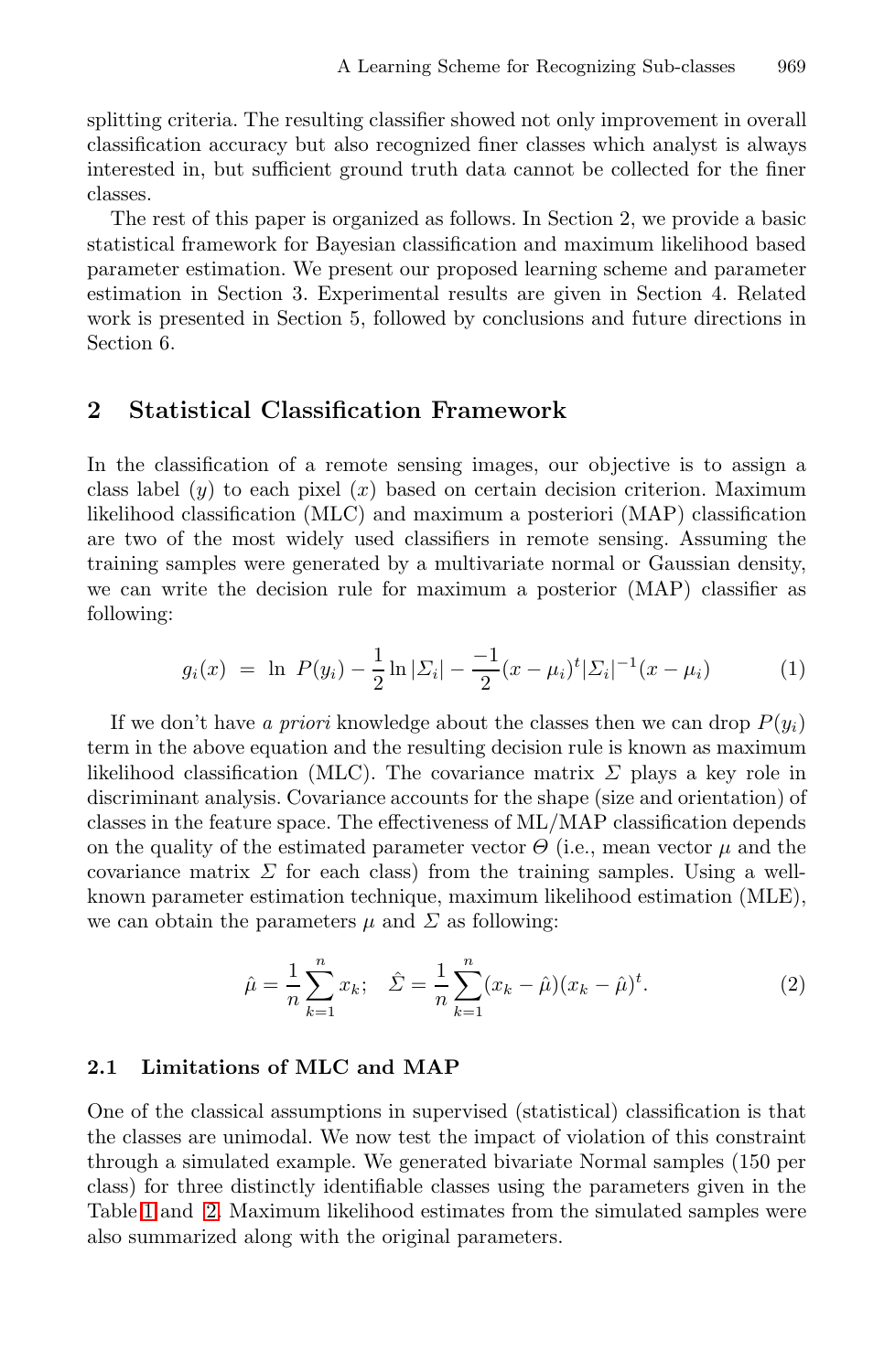splitting criteria. The resulting classifier showed not only improvement in overall classification accuracy but also recognized finer classes which analyst is always interested in, but sufficient ground truth data cannot be collected for the finer classes.

The rest of this paper is organized as follows. In Section 2, we provide a basic statistical framework for Bayesian classification and maximum likelihood based parameter estimation. We present our proposed learning scheme and parameter estimation in Section 3. Experimental results are given in Section 4. Related work is presented in Section 5, followed by conclusions and future directions in Section 6.

## 2 Statistical Classification Framework

In the classification of a remote sensing images, our objective is to assign a class label ($y$) to each pixel ($x$) based on certain decision criterion. Maximum likelihood classification (MLC) and maximum a posteriori (MAP) classification are two of the most widely used classifiers in remote sensing. Assuming the training samples were generated by a multivariate normal or Gaussian density, we can write the decision rule for maximum a posterior (MAP) classifier as following:

$$g_i(x) \;=\; \ln \; P(y_i) - \frac{1}{2}\ln|\Sigma_i| - \frac{-1}{2}(x-\mu_i)^t|\Sigma_i|^{-1}(x-\mu_i) \tag{1}$$

If we don't have *a priori* knowledge about the classes then we can drop $P(y_i)$ term in the above equation and the resulting decision rule is known as maximum likelihood classification (MLC). The covariance matrix $\Sigma$ plays a key role in discriminant analysis. Covariance accounts for the shape (size and orientation) of classes in the feature space. The effectiveness of ML/MAP classification depends on the quality of the estimated parameter vector $\Theta$ (i.e., mean vector $\mu$ and the covariance matrix $\Sigma$ for each class) from the training samples. Using a well-known parameter estimation technique, maximum likelihood estimation (MLE), we can obtain the parameters $\mu$ and $\Sigma$ as following:

$$\hat{\mu} = \frac{1}{n}\sum_{k=1}^{n} x_k; \quad \hat{\Sigma} = \frac{1}{n}\sum_{k=1}^{n}(x_k-\hat{\mu})(x_k-\hat{\mu})^t. \tag{2}$$

### 2.1 Limitations of MLC and MAP

One of the classical assumptions in supervised (statistical) classification is that the classes are unimodal. We now test the impact of violation of this constraint through a simulated example. We generated bivariate Normal samples (150 per class) for three distinctly identifiable classes using the parameters given in the Table 1 and 2. Maximum likelihood estimates from the simulated samples were also summarized along with the original parameters.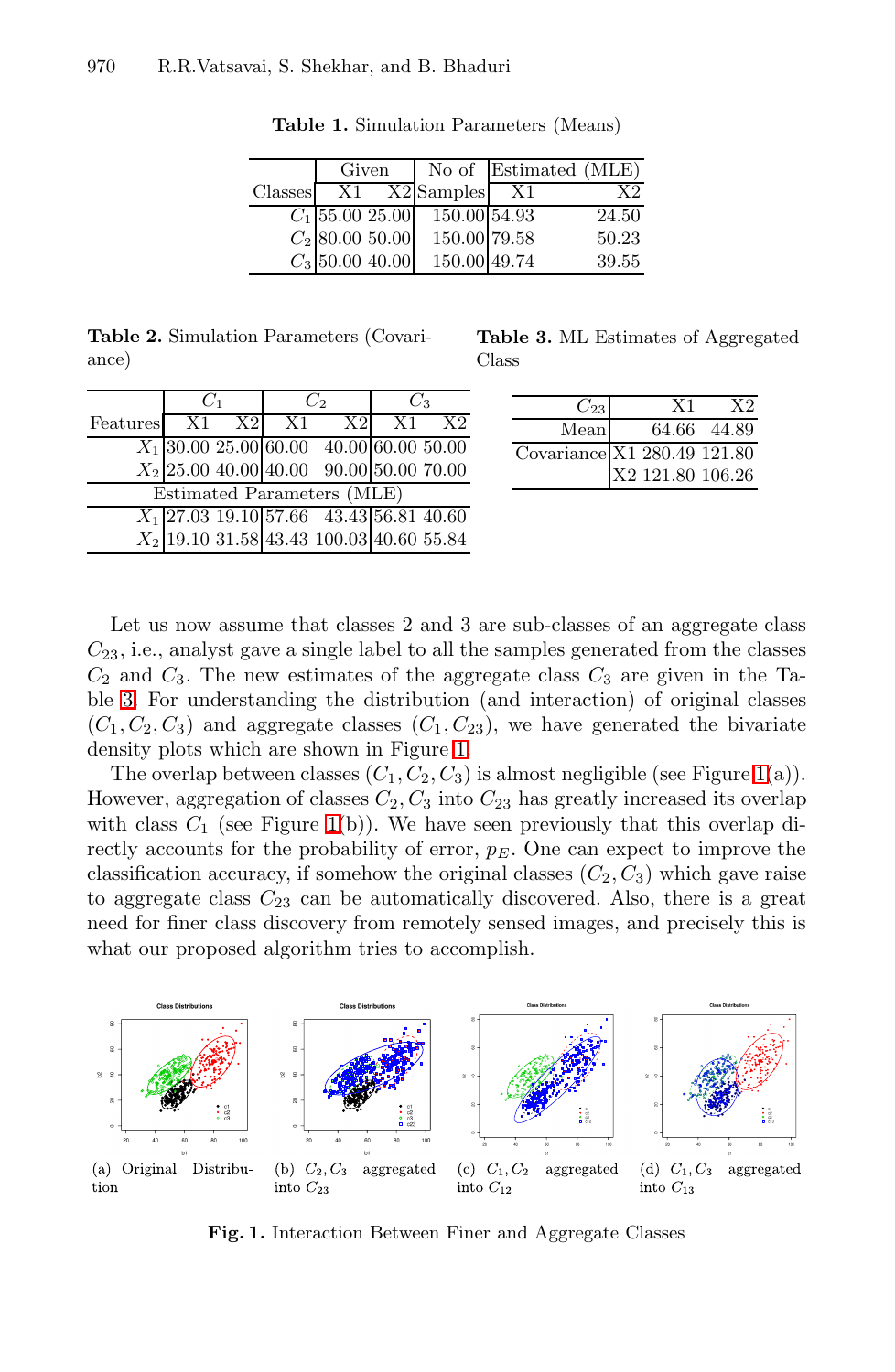**Table 1.** Simulation Parameters (Means)

| Classes | Given X1 | Given X2 | No of Samples | Estimated (MLE) X1 | Estimated (MLE) X2 |
|---|---|---|---|---|---|
| $C_1$ | 55.00 | 25.00 | 150.00 | 54.93 | 24.50 |
| $C_2$ | 80.00 | 50.00 | 150.00 | 79.58 | 50.23 |
| $C_3$ | 50.00 | 40.00 | 150.00 | 49.74 | 39.55 |

**Table 2.** Simulation Parameters (Covariance)

| | $C_1$ | | $C_2$ | | $C_3$ | |
|---|---|---|---|---|---|---|
| Features | X1 | X2 | X1 | X2 | X1 | X2 |
| $X_1$ | 30.00 | 25.00 | 60.00 | 40.00 | 60.00 | 50.00 |
| $X_2$ | 25.00 | 40.00 | 40.00 | 90.00 | 50.00 | 70.00 |
| Estimated Parameters (MLE) | | | | | | |
| $X_1$ | 27.03 | 19.10 | 57.66 | 43.43 | 56.81 | 40.60 |
| $X_2$ | 19.10 | 31.58 | 43.43 | 100.03 | 40.60 | 55.84 |

**Table 3.** ML Estimates of Aggregated Class

| $C_{23}$ | | X1 | X2 |
|---|---|---|---|
| Mean | | 64.66 | 44.89 |
| Covariance | X1 | 280.49 | 121.80 |
| | X2 | 121.80 | 106.26 |

Let us now assume that classes 2 and 3 are sub-classes of an aggregate class $C_{23}$, i.e., analyst gave a single label to all the samples generated from the classes $C_2$ and $C_3$. The new estimates of the aggregate class $C_3$ are given in the Table 3. For understanding the distribution (and interaction) of original classes $(C_1, C_2, C_3)$ and aggregate classes $(C_1, C_{23})$, we have generated the bivariate density plots which are shown in Figure 1.

The overlap between classes $(C_1, C_2, C_3)$ is almost negligible (see Figure 1(a)). However, aggregation of classes $C_2, C_3$ into $C_{23}$ has greatly increased its overlap with class $C_1$ (see Figure 1(b)). We have seen previously that this overlap directly accounts for the probability of error, $p_E$. One can expect to improve the classification accuracy, if somehow the original classes $(C_2, C_3)$ which gave raise to aggregate class $C_{23}$ can be automatically discovered. Also, there is a great need for finer class discovery from remotely sensed images, and precisely this is what our proposed algorithm tries to accomplish.

(a) Original Distribution (b) $C_2, C_3$ aggregated into $C_{23}$ (c) $C_1, C_2$ aggregated into $C_{12}$ (d) $C_1, C_3$ aggregated into $C_{13}$

**Fig. 1.** Interaction Between Finer and Aggregate Classes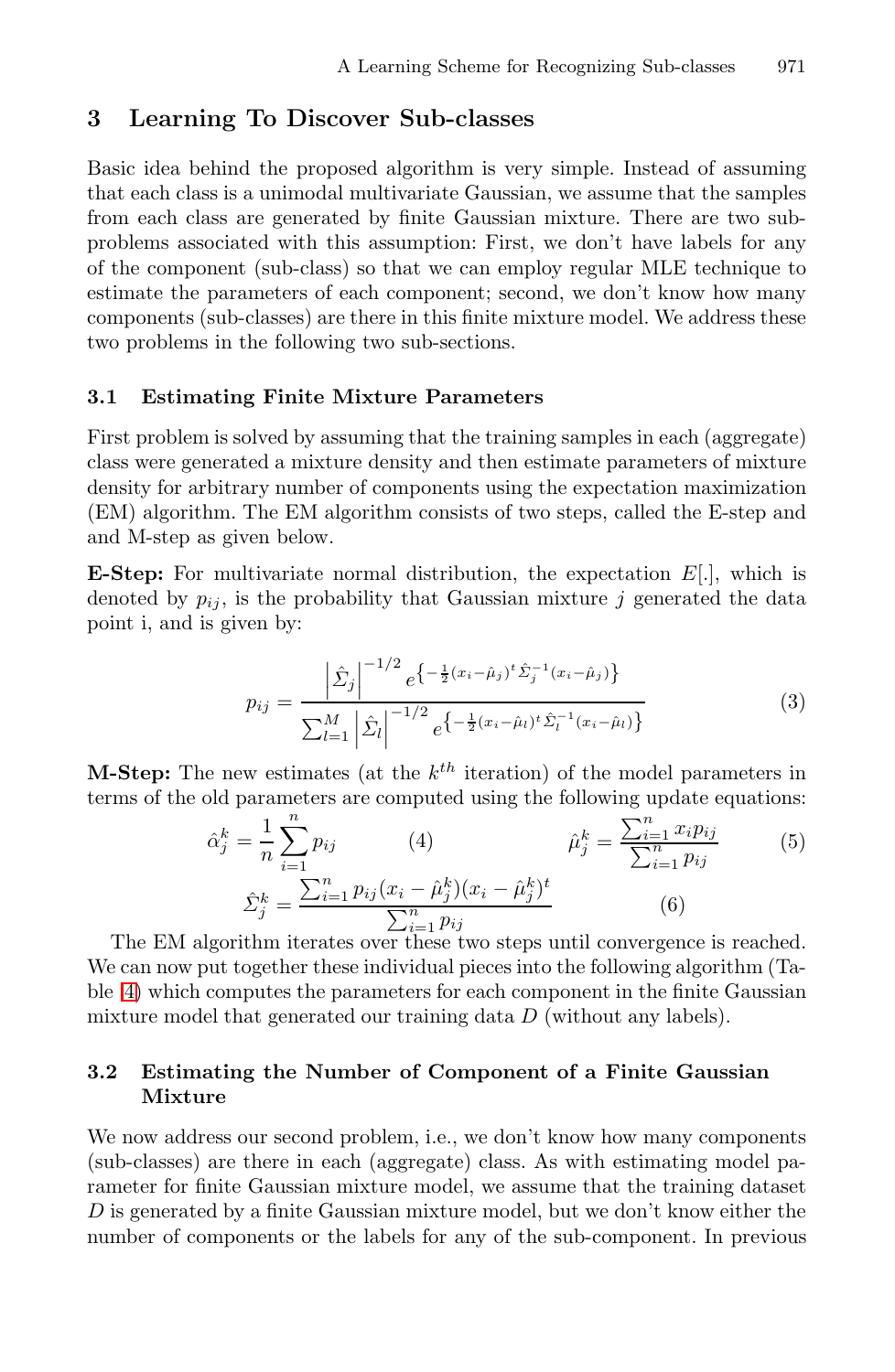## 3 Learning To Discover Sub-classes

Basic idea behind the proposed algorithm is very simple. Instead of assuming that each class is a unimodal multivariate Gaussian, we assume that the samples from each class are generated by finite Gaussian mixture. There are two subproblems associated with this assumption: First, we don't have labels for any of the component (sub-class) so that we can employ regular MLE technique to estimate the parameters of each component; second, we don't know how many components (sub-classes) are there in this finite mixture model. We address these two problems in the following two sub-sections.

### 3.1 Estimating Finite Mixture Parameters

First problem is solved by assuming that the training samples in each (aggregate) class were generated a mixture density and then estimate parameters of mixture density for arbitrary number of components using the expectation maximization (EM) algorithm. The EM algorithm consists of two steps, called the E-step and and M-step as given below.

**E-Step:** For multivariate normal distribution, the expectation $E[.]$, which is denoted by $p_{ij}$, is the probability that Gaussian mixture $j$ generated the data point i, and is given by:

$$p_{ij} = \frac{\left|\hat{\Sigma}_j\right|^{-1/2} e^{\left\{-\frac{1}{2}(x_i-\hat{\mu}_j)^t \hat{\Sigma}_j^{-1}(x_i-\hat{\mu}_j)\right\}}}{\sum_{l=1}^{M}\left|\hat{\Sigma}_l\right|^{-1/2} e^{\left\{-\frac{1}{2}(x_i-\hat{\mu}_l)^t \hat{\Sigma}_l^{-1}(x_i-\hat{\mu}_l)\right\}}} \tag{3}$$

**M-Step:** The new estimates (at the $k^{th}$ iteration) of the model parameters in terms of the old parameters are computed using the following update equations:

$$\hat{\alpha}_j^k = \frac{1}{n}\sum_{i=1}^{n} p_{ij} \tag{4}$$

$$\hat{\mu}_j^k = \frac{\sum_{i=1}^{n} x_i p_{ij}}{\sum_{i=1}^{n} p_{ij}} \tag{5}$$

$$\hat{\Sigma}_j^k = \frac{\sum_{i=1}^{n} p_{ij}(x_i-\hat{\mu}_j^k)(x_i-\hat{\mu}_j^k)^t}{\sum_{i=1}^{n} p_{ij}} \tag{6}$$

The EM algorithm iterates over these two steps until convergence is reached. We can now put together these individual pieces into the following algorithm (Table 4) which computes the parameters for each component in the finite Gaussian mixture model that generated our training data $D$ (without any labels).

### 3.2 Estimating the Number of Component of a Finite Gaussian Mixture

We now address our second problem, i.e., we don't know how many components (sub-classes) are there in each (aggregate) class. As with estimating model parameter for finite Gaussian mixture model, we assume that the training dataset $D$ is generated by a finite Gaussian mixture model, but we don't know either the number of components or the labels for any of the sub-component. In previous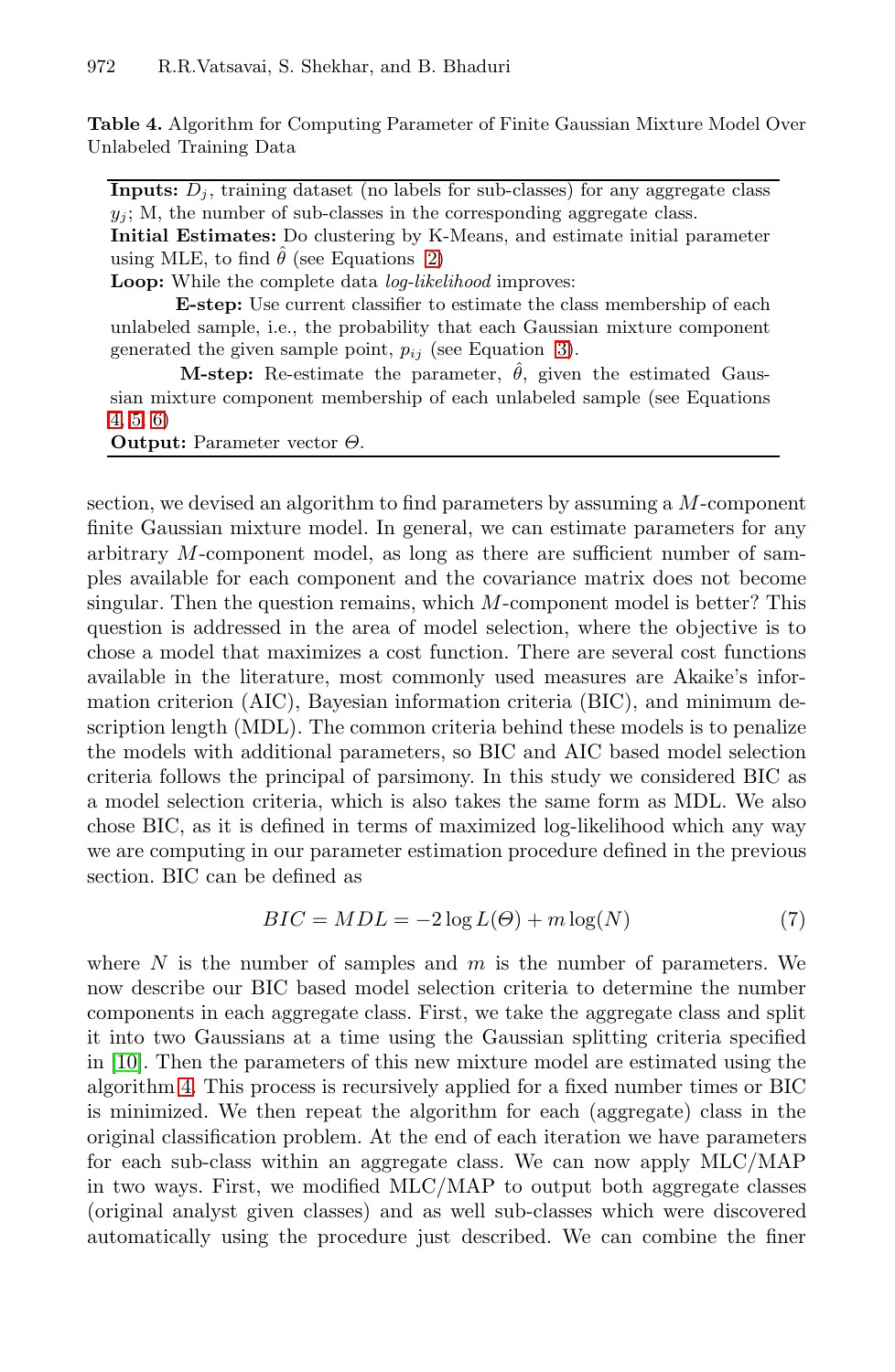**Table 4.** Algorithm for Computing Parameter of Finite Gaussian Mixture Model Over Unlabeled Training Data

**Inputs:** $D_j$, training dataset (no labels for sub-classes) for any aggregate class $y_j$; M, the number of sub-classes in the corresponding aggregate class.
**Initial Estimates:** Do clustering by K-Means, and estimate initial parameter using MLE, to find $\hat{\theta}$ (see Equations 2)
**Loop:** While the complete data *log-likelihood* improves:

> **E-step:** Use current classifier to estimate the class membership of each unlabeled sample, i.e., the probability that each Gaussian mixture component generated the given sample point, $p_{ij}$ (see Equation 3).
>
> **M-step:** Re-estimate the parameter, $\hat{\theta}$, given the estimated Gaussian mixture component membership of each unlabeled sample (see Equations 4, 5, 6)

**Output:** Parameter vector $\Theta$.

section, we devised an algorithm to find parameters by assuming a $M$-component finite Gaussian mixture model. In general, we can estimate parameters for any arbitrary $M$-component model, as long as there are sufficient number of samples available for each component and the covariance matrix does not become singular. Then the question remains, which $M$-component model is better? This question is addressed in the area of model selection, where the objective is to chose a model that maximizes a cost function. There are several cost functions available in the literature, most commonly used measures are Akaike's information criterion (AIC), Bayesian information criteria (BIC), and minimum description length (MDL). The common criteria behind these models is to penalize the models with additional parameters, so BIC and AIC based model selection criteria follows the principal of parsimony. In this study we considered BIC as a model selection criteria, which is also takes the same form as MDL. We also chose BIC, as it is defined in terms of maximized log-likelihood which any way we are computing in our parameter estimation procedure defined in the previous section. BIC can be defined as

$$BIC = MDL = -2 \log L(\Theta) + m \log(N) \tag{7}$$

where $N$ is the number of samples and $m$ is the number of parameters. We now describe our BIC based model selection criteria to determine the number components in each aggregate class. First, we take the aggregate class and split it into two Gaussians at a time using the Gaussian splitting criteria specified in [10]. Then the parameters of this new mixture model are estimated using the algorithm 4. This process is recursively applied for a fixed number times or BIC is minimized. We then repeat the algorithm for each (aggregate) class in the original classification problem. At the end of each iteration we have parameters for each sub-class within an aggregate class. We can now apply MLC/MAP in two ways. First, we modified MLC/MAP to output both aggregate classes (original analyst given classes) and as well sub-classes which were discovered automatically using the procedure just described. We can combine the finer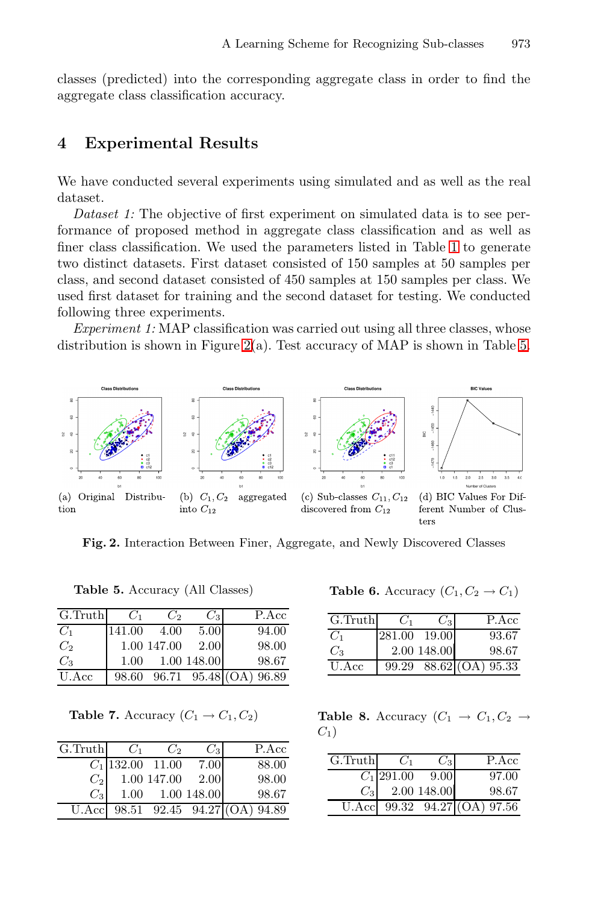classes (predicted) into the corresponding aggregate class in order to find the aggregate class classification accuracy.

## 4 Experimental Results

We have conducted several experiments using simulated and as well as the real dataset.

*Dataset 1:* The objective of first experiment on simulated data is to see performance of proposed method in aggregate class classification and as well as finer class classification. We used the parameters listed in Table 1 to generate two distinct datasets. First dataset consisted of 150 samples at 50 samples per class, and second dataset consisted of 450 samples at 150 samples per class. We used first dataset for training and the second dataset for testing. We conducted following three experiments.

*Experiment 1:* MAP classification was carried out using all three classes, whose distribution is shown in Figure 2(a). Test accuracy of MAP is shown in Table 5.

(a) Original Distribution

(b) $C_1, C_2$ aggregated into $C_{12}$

(c) Sub-classes $C_{11}, C_{12}$ discovered from $C_{12}$

(d) BIC Values For Different Number of Clusters

**Fig. 2.** Interaction Between Finer, Aggregate, and Newly Discovered Classes

**Table 5.** Accuracy (All Classes)

| G.Truth | $C_1$ | $C_2$ | $C_3$ | P.Acc |
|---|---|---|---|---|
| $C_1$ | 141.00 | 4.00 | 5.00 | 94.00 |
| $C_2$ | 1.00 | 147.00 | 2.00 | 98.00 |
| $C_3$ | 1.00 | 1.00 | 148.00 | 98.67 |
| U.Acc | 98.60 | 96.71 | 95.48 | (OA) 96.89 |

**Table 6.** Accuracy ($C_1, C_2 \rightarrow C_1$)

| G.Truth | $C_1$ | $C_3$ | P.Acc |
|---|---|---|---|
| $C_1$ | 281.00 | 19.00 | 93.67 |
| $C_3$ | 2.00 | 148.00 | 98.67 |
| U.Acc | 99.29 | 88.62 | (OA) 95.33 |

**Table 7.** Accuracy ($C_1 \rightarrow C_1, C_2$)

| G.Truth | $C_1$ | $C_2$ | $C_3$ | P.Acc |
|---|---|---|---|---|
| $C_1$ | 132.00 | 11.00 | 7.00 | 88.00 |
| $C_2$ | 1.00 | 147.00 | 2.00 | 98.00 |
| $C_3$ | 1.00 | 1.00 | 148.00 | 98.67 |
| U.Acc | 98.51 | 92.45 | 94.27 | (OA) 94.89 |

**Table 8.** Accuracy ($C_1 \rightarrow C_1, C_2 \rightarrow C_1$)

| G.Truth | $C_1$ | $C_3$ | P.Acc |
|---|---|---|---|
| $C_1$ | 291.00 | 9.00 | 97.00 |
| $C_3$ | 2.00 | 148.00 | 98.67 |
| U.Acc | 99.32 | 94.27 | (OA) 97.56 |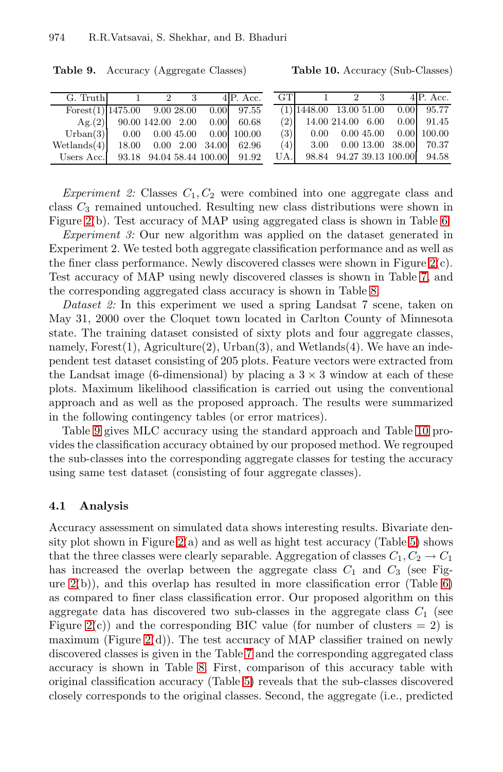**Table 9.** Accuracy (Aggregate Classes)

| G. Truth | 1 | 2 | 3 | 4 | P. Acc. |
|---|---|---|---|---|---|
| Forest(1) | 1475.00 | 9.00 | 28.00 | 0.00 | 97.55 |
| Ag.(2) | 90.00 | 142.00 | 2.00 | 0.00 | 60.68 |
| Urban(3) | 0.00 | 0.00 | 45.00 | 0.00 | 100.00 |
| Wetlands(4) | 18.00 | 0.00 | 2.00 | 34.00 | 62.96 |
| Users Acc. | 93.18 | 94.04 | 58.44 | 100.00 | 91.92 |

**Table 10.** Accuracy (Sub-Classes)

| GT | 1 | 2 | 3 | 4 | P. Acc. |
|---|---|---|---|---|---|
| (1) | 1448.00 | 13.00 | 51.00 | 0.00 | 95.77 |
| (2) | 14.00 | 214.00 | 6.00 | 0.00 | 91.45 |
| (3) | 0.00 | 0.00 | 45.00 | 0.00 | 100.00 |
| (4) | 3.00 | 0.00 | 13.00 | 38.00 | 70.37 |
| UA. | 98.84 | 94.27 | 39.13 | 100.00 | 94.58 |

*Experiment 2:* Classes $C_1, C_2$ were combined into one aggregate class and class $C_3$ remained untouched. Resulting new class distributions were shown in Figure 2(b). Test accuracy of MAP using aggregated class is shown in Table 6.

*Experiment 3:* Our new algorithm was applied on the dataset generated in Experiment 2. We tested both aggregate classification performance and as well as the finer class performance. Newly discovered classes were shown in Figure 2(c). Test accuracy of MAP using newly discovered classes is shown in Table 7, and the corresponding aggregated class accuracy is shown in Table 8.

*Dataset 2:* In this experiment we used a spring Landsat 7 scene, taken on May 31, 2000 over the Cloquet town located in Carlton County of Minnesota state. The training dataset consisted of sixty plots and four aggregate classes, namely, Forest(1), Agriculture(2), Urban(3), and Wetlands(4). We have an independent test dataset consisting of 205 plots. Feature vectors were extracted from the Landsat image (6-dimensional) by placing a $3 \times 3$ window at each of these plots. Maximum likelihood classification is carried out using the conventional approach and as well as the proposed approach. The results were summarized in the following contingency tables (or error matrices).

Table 9 gives MLC accuracy using the standard approach and Table 10 provides the classification accuracy obtained by our proposed method. We regrouped the sub-classes into the corresponding aggregate classes for testing the accuracy using same test dataset (consisting of four aggregate classes).

### 4.1 Analysis

Accuracy assessment on simulated data shows interesting results. Bivariate density plot shown in Figure 2(a) and as well as hight test accuracy (Table 5) shows that the three classes were clearly separable. Aggregation of classes $C_1, C_2 \rightarrow C_1$ has increased the overlap between the aggregate class $C_1$ and $C_3$ (see Figure 2(b)), and this overlap has resulted in more classification error (Table 6) as compared to finer class classification error. Our proposed algorithm on this aggregate data has discovered two sub-classes in the aggregate class $C_1$ (see Figure 2(c)) and the corresponding BIC value (for number of clusters = 2) is maximum (Figure 2(d)). The test accuracy of MAP classifier trained on newly discovered classes is given in the Table 7 and the corresponding aggregated class accuracy is shown in Table 8. First, comparison of this accuracy table with original classification accuracy (Table 5) reveals that the sub-classes discovered closely corresponds to the original classes. Second, the aggregate (i.e., predicted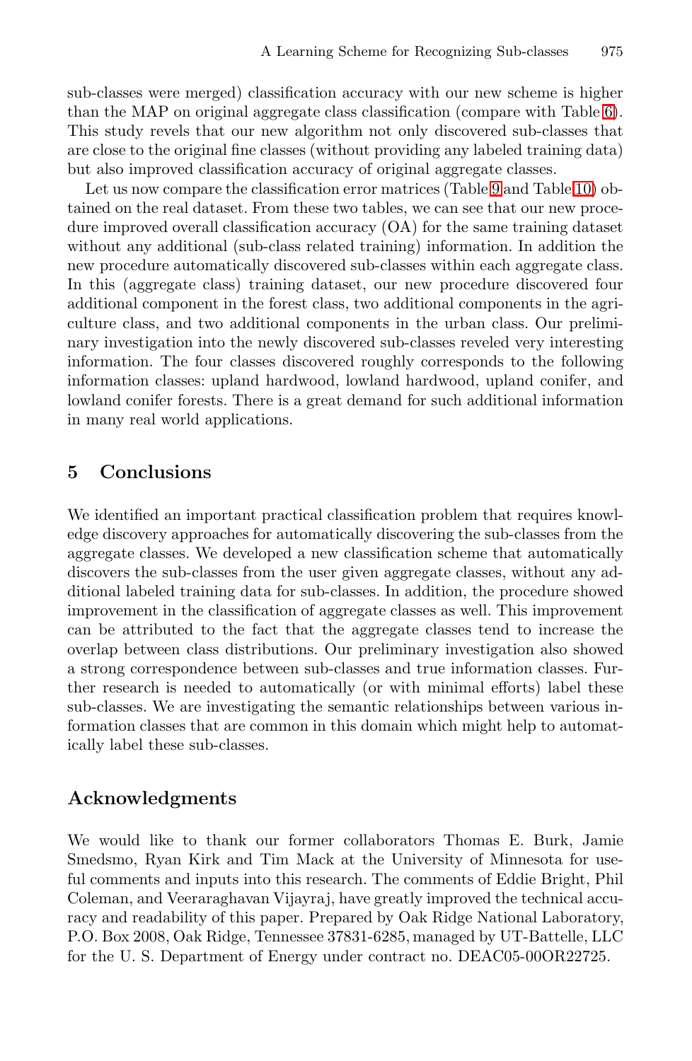sub-classes were merged) classification accuracy with our new scheme is higher than the MAP on original aggregate class classification (compare with Table 6). This study revels that our new algorithm not only discovered sub-classes that are close to the original fine classes (without providing any labeled training data) but also improved classification accuracy of original aggregate classes.

Let us now compare the classification error matrices (Table 9 and Table 10) obtained on the real dataset. From these two tables, we can see that our new procedure improved overall classification accuracy (OA) for the same training dataset without any additional (sub-class related training) information. In addition the new procedure automatically discovered sub-classes within each aggregate class. In this (aggregate class) training dataset, our new procedure discovered four additional component in the forest class, two additional components in the agriculture class, and two additional components in the urban class. Our preliminary investigation into the newly discovered sub-classes reveled very interesting information. The four classes discovered roughly corresponds to the following information classes: upland hardwood, lowland hardwood, upland conifer, and lowland conifer forests. There is a great demand for such additional information in many real world applications.

## 5 Conclusions

We identified an important practical classification problem that requires knowledge discovery approaches for automatically discovering the sub-classes from the aggregate classes. We developed a new classification scheme that automatically discovers the sub-classes from the user given aggregate classes, without any additional labeled training data for sub-classes. In addition, the procedure showed improvement in the classification of aggregate classes as well. This improvement can be attributed to the fact that the aggregate classes tend to increase the overlap between class distributions. Our preliminary investigation also showed a strong correspondence between sub-classes and true information classes. Further research is needed to automatically (or with minimal efforts) label these sub-classes. We are investigating the semantic relationships between various information classes that are common in this domain which might help to automatically label these sub-classes.

## Acknowledgments

We would like to thank our former collaborators Thomas E. Burk, Jamie Smedsmo, Ryan Kirk and Tim Mack at the University of Minnesota for useful comments and inputs into this research. The comments of Eddie Bright, Phil Coleman, and Veeraraghavan Vijayraj, have greatly improved the technical accuracy and readability of this paper. Prepared by Oak Ridge National Laboratory, P.O. Box 2008, Oak Ridge, Tennessee 37831-6285, managed by UT-Battelle, LLC for the U. S. Department of Energy under contract no. DEAC05-00OR22725.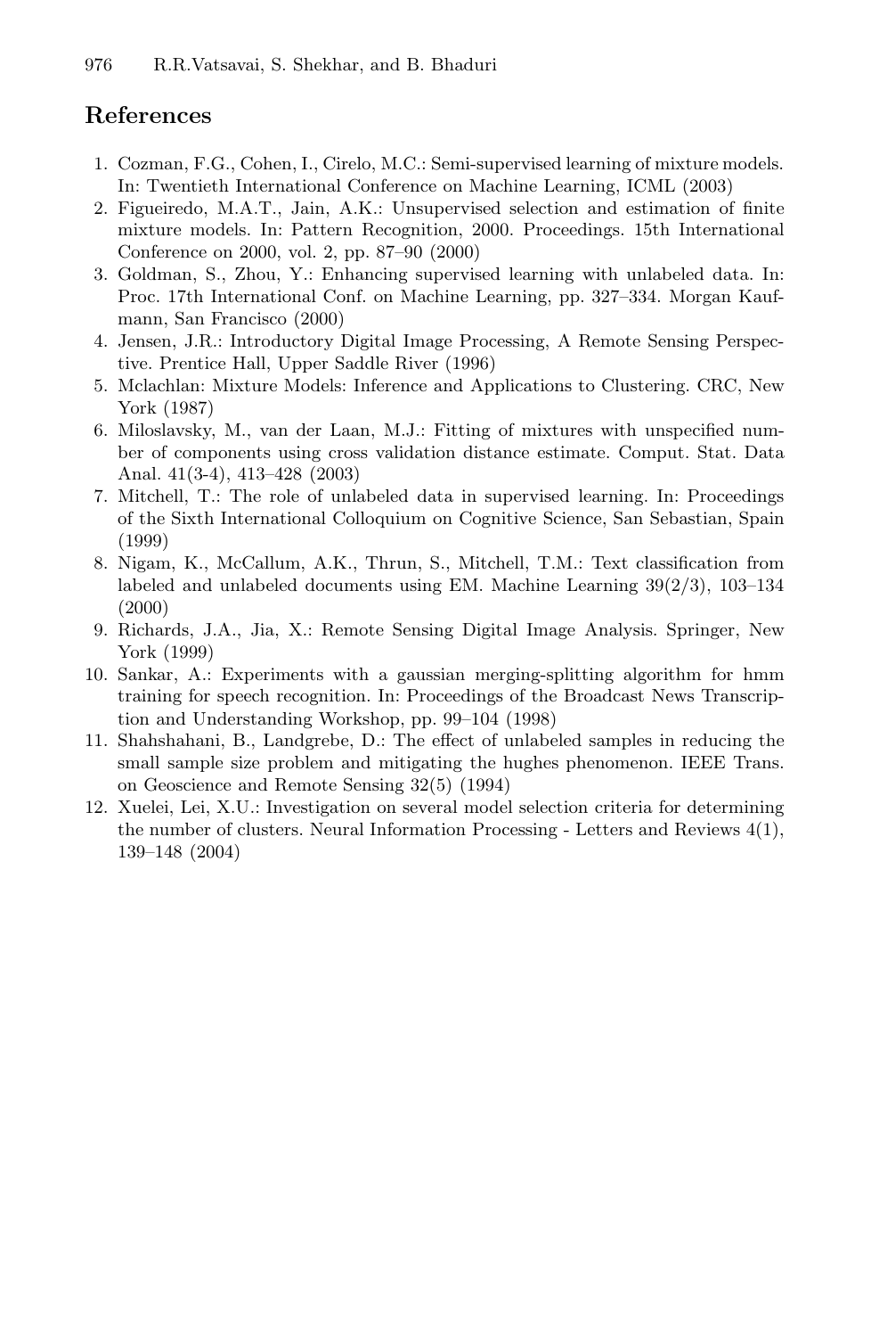## References

1. Cozman, F.G., Cohen, I., Cirelo, M.C.: Semi-supervised learning of mixture models. In: Twentieth International Conference on Machine Learning, ICML (2003)
2. Figueiredo, M.A.T., Jain, A.K.: Unsupervised selection and estimation of finite mixture models. In: Pattern Recognition, 2000. Proceedings. 15th International Conference on 2000, vol. 2, pp. 87–90 (2000)
3. Goldman, S., Zhou, Y.: Enhancing supervised learning with unlabeled data. In: Proc. 17th International Conf. on Machine Learning, pp. 327–334. Morgan Kaufmann, San Francisco (2000)
4. Jensen, J.R.: Introductory Digital Image Processing, A Remote Sensing Perspective. Prentice Hall, Upper Saddle River (1996)
5. Mclachlan: Mixture Models: Inference and Applications to Clustering. CRC, New York (1987)
6. Miloslavsky, M., van der Laan, M.J.: Fitting of mixtures with unspecified number of components using cross validation distance estimate. Comput. Stat. Data Anal. 41(3-4), 413–428 (2003)
7. Mitchell, T.: The role of unlabeled data in supervised learning. In: Proceedings of the Sixth International Colloquium on Cognitive Science, San Sebastian, Spain (1999)
8. Nigam, K., McCallum, A.K., Thrun, S., Mitchell, T.M.: Text classification from labeled and unlabeled documents using EM. Machine Learning 39(2/3), 103–134 (2000)
9. Richards, J.A., Jia, X.: Remote Sensing Digital Image Analysis. Springer, New York (1999)
10. Sankar, A.: Experiments with a gaussian merging-splitting algorithm for hmm training for speech recognition. In: Proceedings of the Broadcast News Transcription and Understanding Workshop, pp. 99–104 (1998)
11. Shahshahani, B., Landgrebe, D.: The effect of unlabeled samples in reducing the small sample size problem and mitigating the hughes phenomenon. IEEE Trans. on Geoscience and Remote Sensing 32(5) (1994)
12. Xuelei, Lei, X.U.: Investigation on several model selection criteria for determining the number of clusters. Neural Information Processing - Letters and Reviews 4(1), 139–148 (2004)